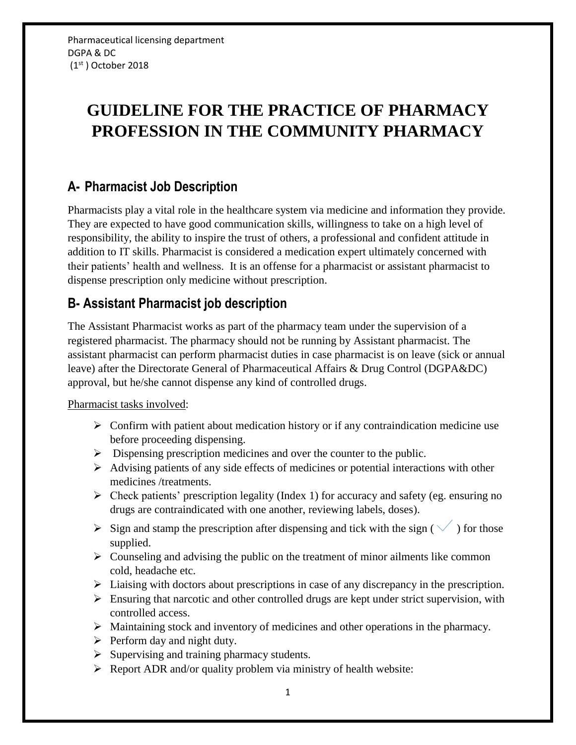Pharmaceutical licensing department
DGPA & DC
(1st ) October 2018

# GUIDELINE FOR THE PRACTICE OF PHARMACY PROFESSION IN THE COMMUNITY PHARMACY

## A- Pharmacist Job Description

Pharmacists play a vital role in the healthcare system via medicine and information they provide. They are expected to have good communication skills, willingness to take on a high level of responsibility, the ability to inspire the trust of others, a professional and confident attitude in addition to IT skills. Pharmacist is considered a medication expert ultimately concerned with their patients' health and wellness. It is an offense for a pharmacist or assistant pharmacist to dispense prescription only medicine without prescription.

## B- Assistant Pharmacist job description

The Assistant Pharmacist works as part of the pharmacy team under the supervision of a registered pharmacist. The pharmacy should not be running by Assistant pharmacist. The assistant pharmacist can perform pharmacist duties in case pharmacist is on leave (sick or annual leave) after the Directorate General of Pharmaceutical Affairs & Drug Control (DGPA&DC) approval, but he/she cannot dispense any kind of controlled drugs.

Pharmacist tasks involved:

- Confirm with patient about medication history or if any contraindication medicine use before proceeding dispensing.
- Dispensing prescription medicines and over the counter to the public.
- Advising patients of any side effects of medicines or potential interactions with other medicines /treatments.
- Check patients' prescription legality (Index 1) for accuracy and safety (eg. ensuring no drugs are contraindicated with one another, reviewing labels, doses).
- Sign and stamp the prescription after dispensing and tick with the sign ( ✓ ) for those supplied.
- Counseling and advising the public on the treatment of minor ailments like common cold, headache etc.
- Liaising with doctors about prescriptions in case of any discrepancy in the prescription.
- Ensuring that narcotic and other controlled drugs are kept under strict supervision, with controlled access.
- Maintaining stock and inventory of medicines and other operations in the pharmacy.
- Perform day and night duty.
- Supervising and training pharmacy students.
- Report ADR and/or quality problem via ministry of health website: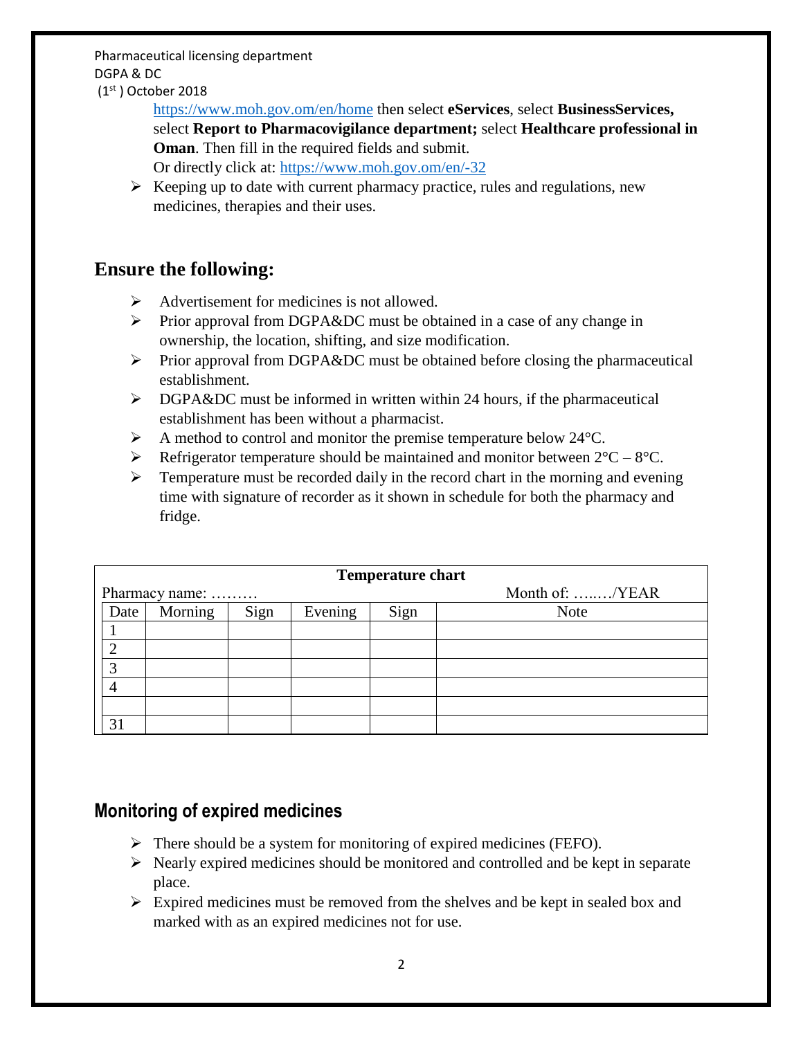https://www.moh.gov.om/en/home then select **eServices**, select **BusinessServices,** select **Report to Pharmacovigilance department;** select **Healthcare professional in Oman**. Then fill in the required fields and submit.
Or directly click at: https://www.moh.gov.om/en/-32

- Keeping up to date with current pharmacy practice, rules and regulations, new medicines, therapies and their uses.

## Ensure the following:

- Advertisement for medicines is not allowed.
- Prior approval from DGPA&DC must be obtained in a case of any change in ownership, the location, shifting, and size modification.
- Prior approval from DGPA&DC must be obtained before closing the pharmaceutical establishment.
- DGPA&DC must be informed in written within 24 hours, if the pharmaceutical establishment has been without a pharmacist.
- A method to control and monitor the premise temperature below 24°C.
- Refrigerator temperature should be maintained and monitor between 2°C – 8°C.
- Temperature must be recorded daily in the record chart in the morning and evening time with signature of recorder as it shown in schedule for both the pharmacy and fridge.

| **Temperature chart** | | | | | |
|---|---|---|---|---|---|
| Pharmacy name: ……… | | | | | Month of: …..…/YEAR |
| Date | Morning | Sign | Evening | Sign | Note |
| 1 | | | | | |
| 2 | | | | | |
| 3 | | | | | |
| 4 | | | | | |
| | | | | | |
| 31 | | | | | |

## Monitoring of expired medicines

- There should be a system for monitoring of expired medicines (FEFO).
- Nearly expired medicines should be monitored and controlled and be kept in separate place.
- Expired medicines must be removed from the shelves and be kept in sealed box and marked with as an expired medicines not for use.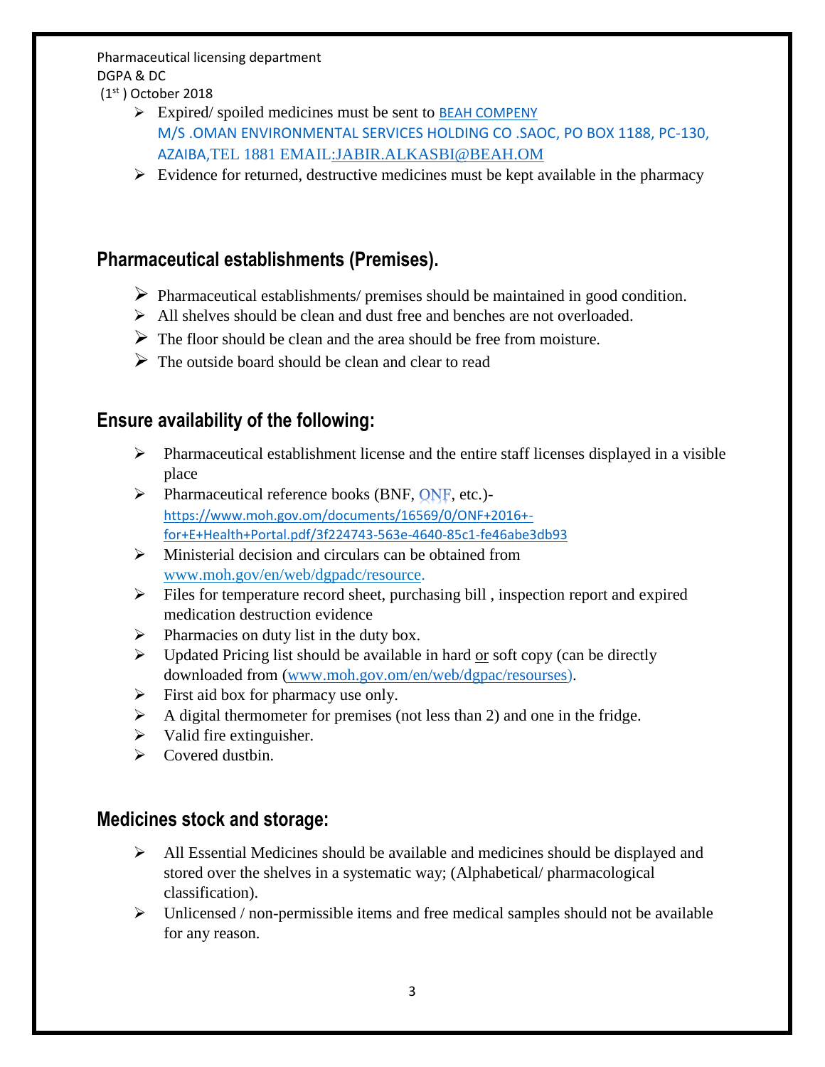- Expired/ spoiled medicines must be sent to BEAH COMPENY M/S .OMAN ENVIRONMENTAL SERVICES HOLDING CO .SAOC, PO BOX 1188, PC-130, AZAIBA,TEL 1881 EMAIL:JABIR.ALKASBI@BEAH.OM
- Evidence for returned, destructive medicines must be kept available in the pharmacy

## Pharmaceutical establishments (Premises).

- Pharmaceutical establishments/ premises should be maintained in good condition.
- All shelves should be clean and dust free and benches are not overloaded.
- The floor should be clean and the area should be free from moisture.
- The outside board should be clean and clear to read

## Ensure availability of the following:

- Pharmaceutical establishment license and the entire staff licenses displayed in a visible place
- Pharmaceutical reference books (BNF, ONF, etc.)- https://www.moh.gov.om/documents/16569/0/ONF+2016+-for+E+Health+Portal.pdf/3f224743-563e-4640-85c1-fe46abe3db93
- Ministerial decision and circulars can be obtained from www.moh.gov/en/web/dgpadc/resource.
- Files for temperature record sheet, purchasing bill , inspection report and expired medication destruction evidence
- Pharmacies on duty list in the duty box.
- Updated Pricing list should be available in hard or soft copy (can be directly downloaded from (www.moh.gov.om/en/web/dgpac/resourses).
- First aid box for pharmacy use only.
- A digital thermometer for premises (not less than 2) and one in the fridge.
- Valid fire extinguisher.
- Covered dustbin.

## Medicines stock and storage:

- All Essential Medicines should be available and medicines should be displayed and stored over the shelves in a systematic way; (Alphabetical/ pharmacological classification).
- Unlicensed / non-permissible items and free medical samples should not be available for any reason.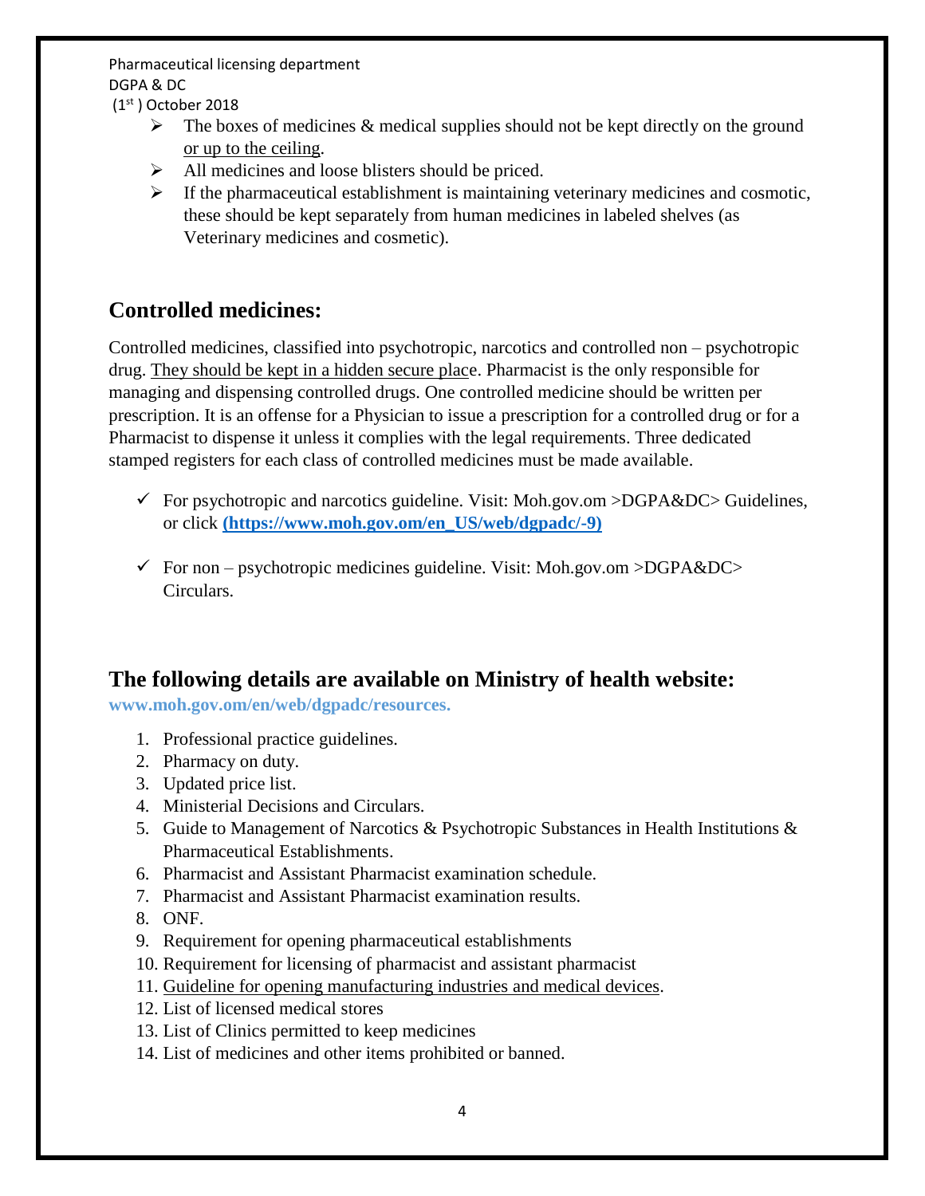- The boxes of medicines & medical supplies should not be kept directly on the ground or up to the ceiling.
- All medicines and loose blisters should be priced.
- If the pharmaceutical establishment is maintaining veterinary medicines and cosmotic, these should be kept separately from human medicines in labeled shelves (as Veterinary medicines and cosmetic).

## Controlled medicines:

Controlled medicines, classified into psychotropic, narcotics and controlled non – psychotropic drug. They should be kept in a hidden secure place. Pharmacist is the only responsible for managing and dispensing controlled drugs. One controlled medicine should be written per prescription. It is an offense for a Physician to issue a prescription for a controlled drug or for a Pharmacist to dispense it unless it complies with the legal requirements. Three dedicated stamped registers for each class of controlled medicines must be made available.

- ✓ For psychotropic and narcotics guideline. Visit: Moh.gov.om >DGPA&DC> Guidelines, or click **(https://www.moh.gov.om/en_US/web/dgpadc/-9)**
- ✓ For non – psychotropic medicines guideline. Visit: Moh.gov.om >DGPA&DC> Circulars.

## The following details are available on Ministry of health website:

**www.moh.gov.om/en/web/dgpadc/resources.**

1. Professional practice guidelines.
2. Pharmacy on duty.
3. Updated price list.
4. Ministerial Decisions and Circulars.
5. Guide to Management of Narcotics & Psychotropic Substances in Health Institutions & Pharmaceutical Establishments.
6. Pharmacist and Assistant Pharmacist examination schedule.
7. Pharmacist and Assistant Pharmacist examination results.
8. ONF.
9. Requirement for opening pharmaceutical establishments
10. Requirement for licensing of pharmacist and assistant pharmacist
11. Guideline for opening manufacturing industries and medical devices.
12. List of licensed medical stores
13. List of Clinics permitted to keep medicines
14. List of medicines and other items prohibited or banned.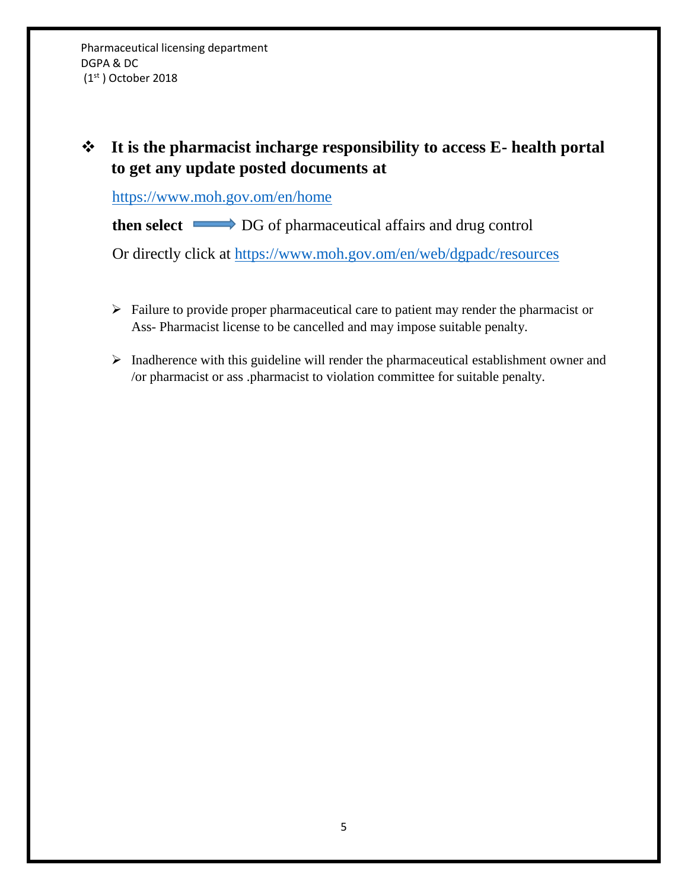- **It is the pharmacist incharge responsibility to access E- health portal to get any update posted documents at**

  https://www.moh.gov.om/en/home

  **then select** → DG of pharmaceutical affairs and drug control

  Or directly click at https://www.moh.gov.om/en/web/dgpadc/resources

- Failure to provide proper pharmaceutical care to patient may render the pharmacist or Ass- Pharmacist license to be cancelled and may impose suitable penalty.

- Inadherence with this guideline will render the pharmaceutical establishment owner and /or pharmacist or ass .pharmacist to violation committee for suitable penalty.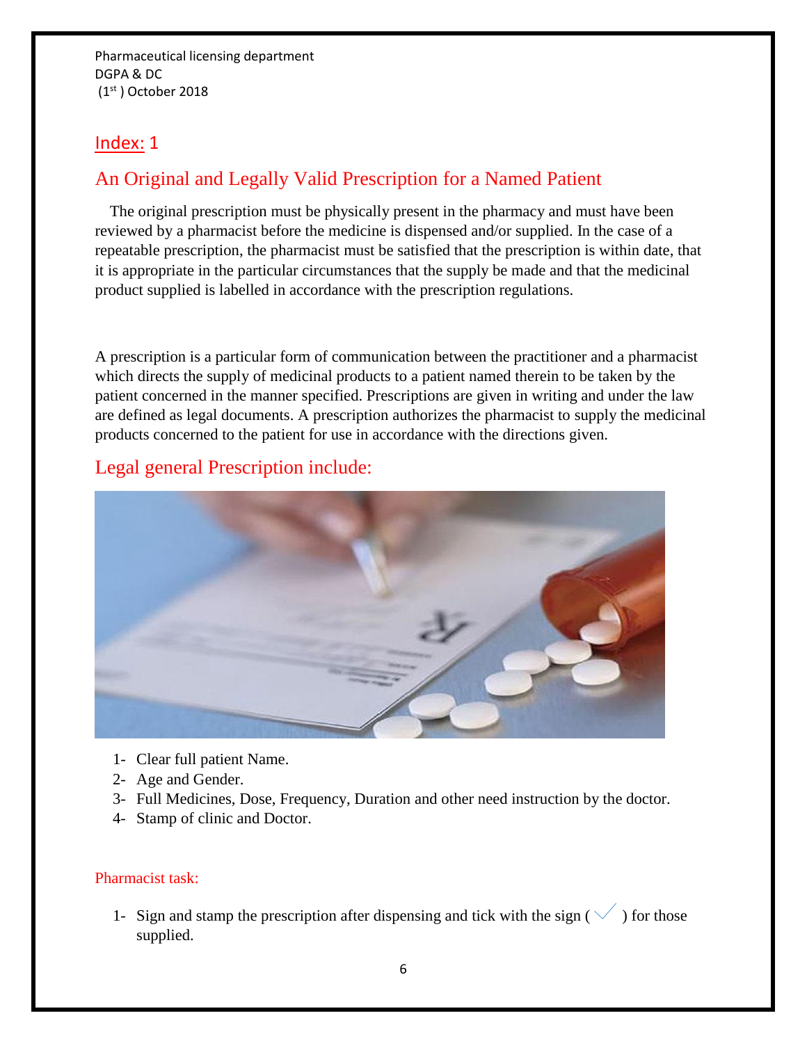Pharmaceutical licensing department
DGPA & DC
(1st ) October 2018

## Index: 1

## An Original and Legally Valid Prescription for a Named Patient

The original prescription must be physically present in the pharmacy and must have been reviewed by a pharmacist before the medicine is dispensed and/or supplied. In the case of a repeatable prescription, the pharmacist must be satisfied that the prescription is within date, that it is appropriate in the particular circumstances that the supply be made and that the medicinal product supplied is labelled in accordance with the prescription regulations.

A prescription is a particular form of communication between the practitioner and a pharmacist which directs the supply of medicinal products to a patient named therein to be taken by the patient concerned in the manner specified. Prescriptions are given in writing and under the law are defined as legal documents. A prescription authorizes the pharmacist to supply the medicinal products concerned to the patient for use in accordance with the directions given.

## Legal general Prescription include:

1- Clear full patient Name.
2- Age and Gender.
3- Full Medicines, Dose, Frequency, Duration and other need instruction by the doctor.
4- Stamp of clinic and Doctor.

### Pharmacist task:

1- Sign and stamp the prescription after dispensing and tick with the sign ( ✓ ) for those supplied.